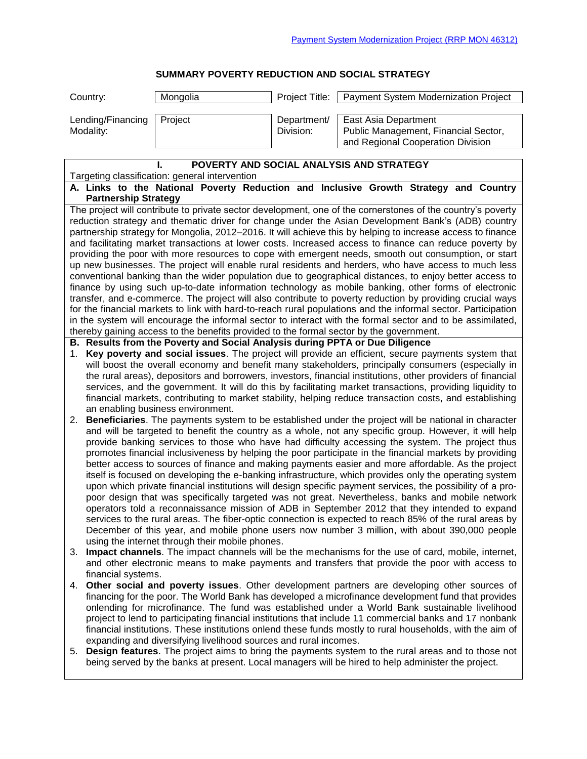# SUMMARY POVERTY REDUCTION AND SOCIAL STRATEGY

| Country: | Mongolia | Project Title: | Payment System Modernization Project |
|---|---|---|---|
| Lending/Financing Modality: | Project | Department/ Division: | East Asia Department Public Management, Financial Sector, and Regional Cooperation Division |

## I. POVERTY AND SOCIAL ANALYSIS AND STRATEGY

Targeting classification: general intervention

### A. Links to the National Poverty Reduction and Inclusive Growth Strategy and Country Partnership Strategy

The project will contribute to private sector development, one of the cornerstones of the country's poverty reduction strategy and thematic driver for change under the Asian Development Bank's (ADB) country partnership strategy for Mongolia, 2012–2016. It will achieve this by helping to increase access to finance and facilitating market transactions at lower costs. Increased access to finance can reduce poverty by providing the poor with more resources to cope with emergent needs, smooth out consumption, or start up new businesses. The project will enable rural residents and herders, who have access to much less conventional banking than the wider population due to geographical distances, to enjoy better access to finance by using such up-to-date information technology as mobile banking, other forms of electronic transfer, and e-commerce. The project will also contribute to poverty reduction by providing crucial ways for the financial markets to link with hard-to-reach rural populations and the informal sector. Participation in the system will encourage the informal sector to interact with the formal sector and to be assimilated, thereby gaining access to the benefits provided to the formal sector by the government.

### B. Results from the Poverty and Social Analysis during PPTA or Due Diligence

1. **Key poverty and social issues**. The project will provide an efficient, secure payments system that will boost the overall economy and benefit many stakeholders, principally consumers (especially in the rural areas), depositors and borrowers, investors, financial institutions, other providers of financial services, and the government. It will do this by facilitating market transactions, providing liquidity to financial markets, contributing to market stability, helping reduce transaction costs, and establishing an enabling business environment.
2. **Beneficiaries**. The payments system to be established under the project will be national in character and will be targeted to benefit the country as a whole, not any specific group. However, it will help provide banking services to those who have had difficulty accessing the system. The project thus promotes financial inclusiveness by helping the poor participate in the financial markets by providing better access to sources of finance and making payments easier and more affordable. As the project itself is focused on developing the e-banking infrastructure, which provides only the operating system upon which private financial institutions will design specific payment services, the possibility of a pro-poor design that was specifically targeted was not great. Nevertheless, banks and mobile network operators told a reconnaissance mission of ADB in September 2012 that they intended to expand services to the rural areas. The fiber-optic connection is expected to reach 85% of the rural areas by December of this year, and mobile phone users now number 3 million, with about 390,000 people using the internet through their mobile phones.
3. **Impact channels**. The impact channels will be the mechanisms for the use of card, mobile, internet, and other electronic means to make payments and transfers that provide the poor with access to financial systems.
4. **Other social and poverty issues**. Other development partners are developing other sources of financing for the poor. The World Bank has developed a microfinance development fund that provides onlending for microfinance. The fund was established under a World Bank sustainable livelihood project to lend to participating financial institutions that include 11 commercial banks and 17 nonbank financial institutions. These institutions onlend these funds mostly to rural households, with the aim of expanding and diversifying livelihood sources and rural incomes.
5. **Design features**. The project aims to bring the payments system to the rural areas and to those not being served by the banks at present. Local managers will be hired to help administer the project.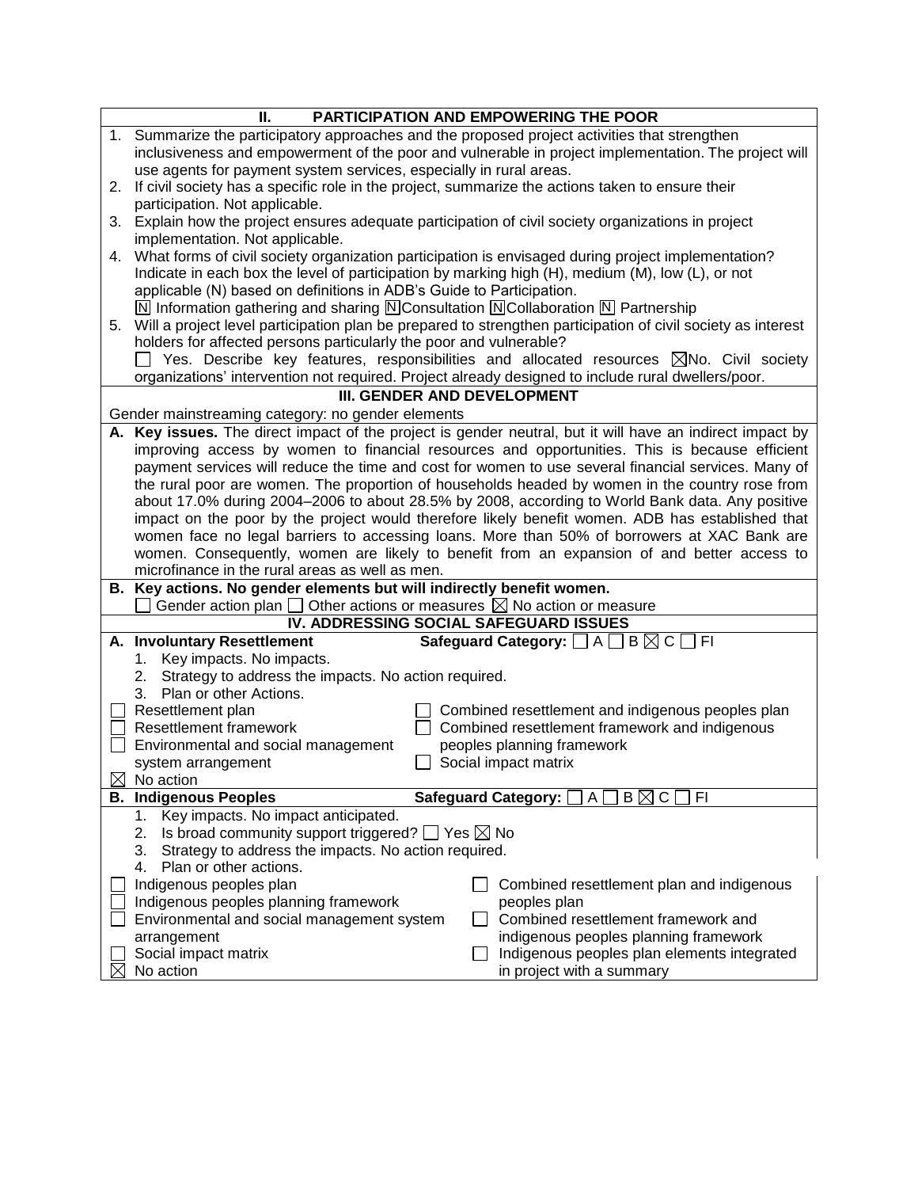## II. PARTICIPATION AND EMPOWERING THE POOR

1. Summarize the participatory approaches and the proposed project activities that strengthen inclusiveness and empowerment of the poor and vulnerable in project implementation. The project will use agents for payment system services, especially in rural areas.
2. If civil society has a specific role in the project, summarize the actions taken to ensure their participation. Not applicable.
3. Explain how the project ensures adequate participation of civil society organizations in project implementation. Not applicable.
4. What forms of civil society organization participation is envisaged during project implementation? Indicate in each box the level of participation by marking high (H), medium (M), low (L), or not applicable (N) based on definitions in ADB's Guide to Participation.
   [N] Information gathering and sharing [N] Consultation [N] Collaboration [N] Partnership
5. Will a project level participation plan be prepared to strengthen participation of civil society as interest holders for affected persons particularly the poor and vulnerable?
   ☐ Yes. Describe key features, responsibilities and allocated resources ☒ No. Civil society organizations' intervention not required. Project already designed to include rural dwellers/poor.

## III. GENDER AND DEVELOPMENT

Gender mainstreaming category: no gender elements

**A. Key issues.** The direct impact of the project is gender neutral, but it will have an indirect impact by improving access by women to financial resources and opportunities. This is because efficient payment services will reduce the time and cost for women to use several financial services. Many of the rural poor are women. The proportion of households headed by women in the country rose from about 17.0% during 2004–2006 to about 28.5% by 2008, according to World Bank data. Any positive impact on the poor by the project would therefore likely benefit women. ADB has established that women face no legal barriers to accessing loans. More than 50% of borrowers at XAC Bank are women. Consequently, women are likely to benefit from an expansion of and better access to microfinance in the rural areas as well as men.

**B. Key actions. No gender elements but will indirectly benefit women.**

☐ Gender action plan ☐ Other actions or measures ☒ No action or measure

## IV. ADDRESSING SOCIAL SAFEGUARD ISSUES

**A. Involuntary Resettlement** **Safeguard Category:** ☐ A ☐ B ☒ C ☐ FI

1. Key impacts. No impacts.
2. Strategy to address the impacts. No action required.
3. Plan or other Actions.

☐ Resettlement plan
☐ Resettlement framework
☐ Environmental and social management system arrangement
☒ No action
☐ Combined resettlement and indigenous peoples plan
☐ Combined resettlement framework and indigenous peoples planning framework
☐ Social impact matrix

**B. Indigenous Peoples** **Safeguard Category:** ☐ A ☐ B ☒ C ☐ FI

1. Key impacts. No impact anticipated.
2. Is broad community support triggered? ☐ Yes ☒ No
3. Strategy to address the impacts. No action required.
4. Plan or other actions.

☐ Indigenous peoples plan
☐ Indigenous peoples planning framework
☐ Environmental and social management system arrangement
☐ Social impact matrix
☒ No action
☐ Combined resettlement plan and indigenous peoples plan
☐ Combined resettlement framework and indigenous peoples planning framework
☐ Indigenous peoples plan elements integrated in project with a summary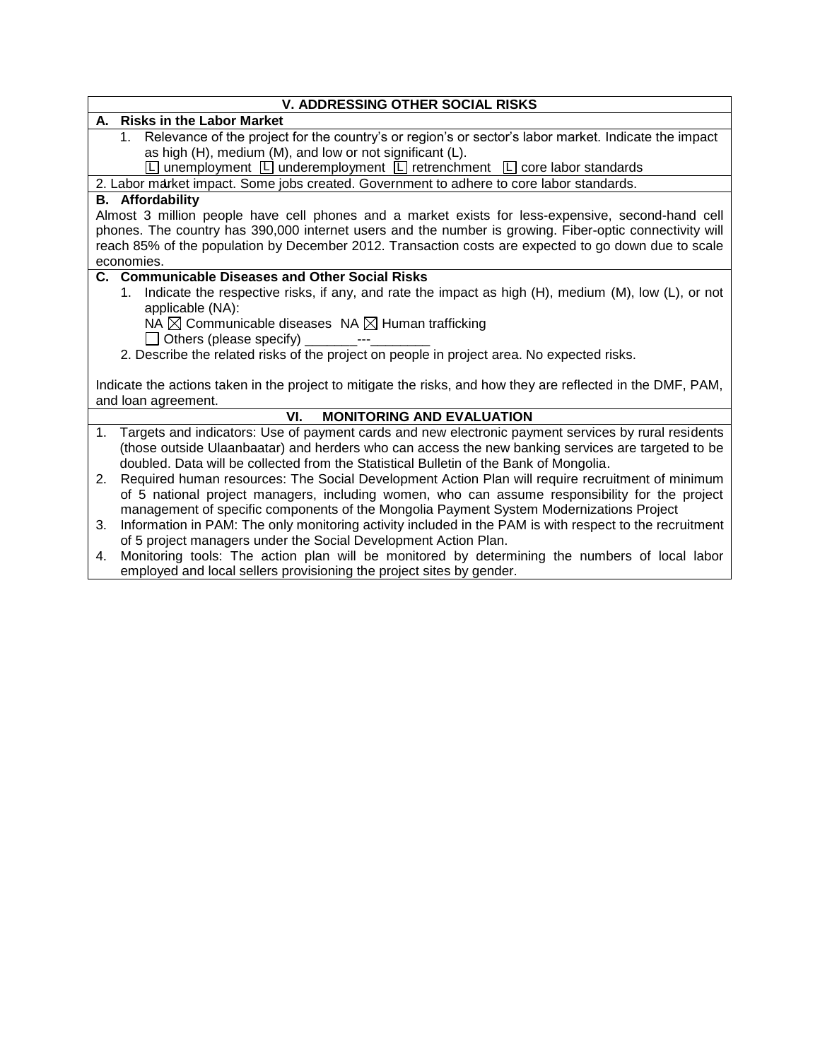## V. ADDRESSING OTHER SOCIAL RISKS

**A. Risks in the Labor Market**

1. Relevance of the project for the country's or region's or sector's labor market. Indicate the impact as high (H), medium (M), and low or not significant (L).

   [L] unemployment [L] underemployment [L] retrenchment [L] core labor standards

2. Labor market impact. Some jobs created. Government to adhere to core labor standards.

**B. Affordability**

Almost 3 million people have cell phones and a market exists for less-expensive, second-hand cell phones. The country has 390,000 internet users and the number is growing. Fiber-optic connectivity will reach 85% of the population by December 2012. Transaction costs are expected to go down due to scale economies.

**C. Communicable Diseases and Other Social Risks**

1. Indicate the respective risks, if any, and rate the impact as high (H), medium (M), low (L), or not applicable (NA):

   NA ☒ Communicable diseases NA ☒ Human trafficking

   ☐ Others (please specify) _______---________

2. Describe the related risks of the project on people in project area. No expected risks.

Indicate the actions taken in the project to mitigate the risks, and how they are reflected in the DMF, PAM, and loan agreement.

## VI. MONITORING AND EVALUATION

1. Targets and indicators: Use of payment cards and new electronic payment services by rural residents (those outside Ulaanbaatar) and herders who can access the new banking services are targeted to be doubled. Data will be collected from the Statistical Bulletin of the Bank of Mongolia.
2. Required human resources: The Social Development Action Plan will require recruitment of minimum of 5 national project managers, including women, who can assume responsibility for the project management of specific components of the Mongolia Payment System Modernizations Project
3. Information in PAM: The only monitoring activity included in the PAM is with respect to the recruitment of 5 project managers under the Social Development Action Plan.
4. Monitoring tools: The action plan will be monitored by determining the numbers of local labor employed and local sellers provisioning the project sites by gender.